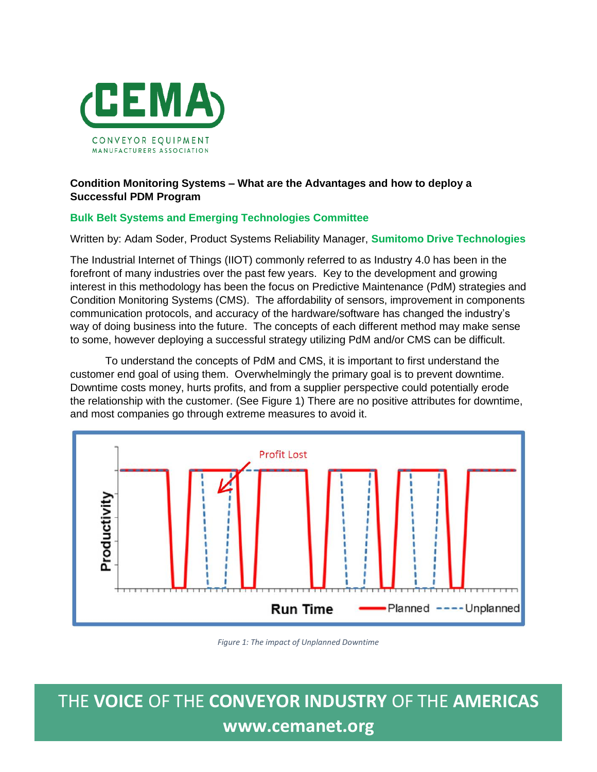**Condition Monitoring Systems – What are the Advantages and how to deploy a Successful PDM Program**

**Bulk Belt Systems and Emerging Technologies Committee**

Written by: Adam Soder, Product Systems Reliability Manager, **Sumitomo Drive Technologies**

The Industrial Internet of Things (IIOT) commonly referred to as Industry 4.0 has been in the forefront of many industries over the past few years. Key to the development and growing interest in this methodology has been the focus on Predictive Maintenance (PdM) strategies and Condition Monitoring Systems (CMS). The affordability of sensors, improvement in components communication protocols, and accuracy of the hardware/software has changed the industry's way of doing business into the future. The concepts of each different method may make sense to some, however deploying a successful strategy utilizing PdM and/or CMS can be difficult.

To understand the concepts of PdM and CMS, it is important to first understand the customer end goal of using them. Overwhelmingly the primary goal is to prevent downtime. Downtime costs money, hurts profits, and from a supplier perspective could potentially erode the relationship with the customer. (See Figure 1) There are no positive attributes for downtime, and most companies go through extreme measures to avoid it.

*Figure 1: The impact of Unplanned Downtime*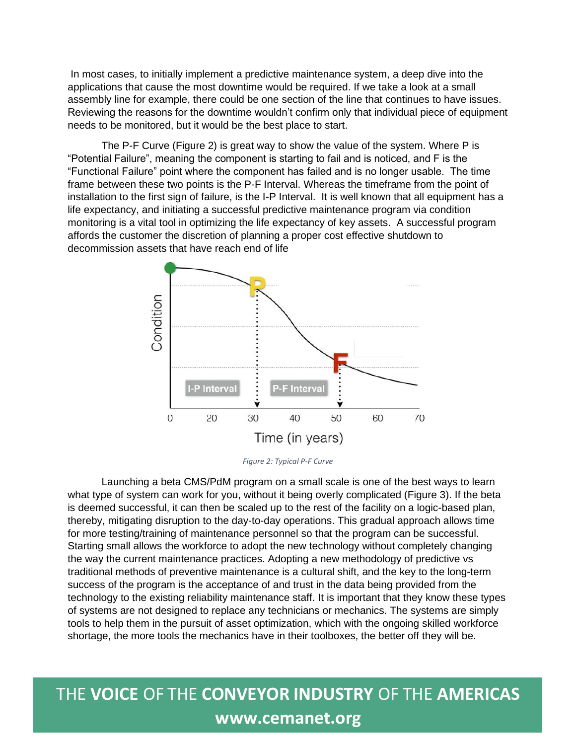In most cases, to initially implement a predictive maintenance system, a deep dive into the applications that cause the most downtime would be required. If we take a look at a small assembly line for example, there could be one section of the line that continues to have issues. Reviewing the reasons for the downtime wouldn't confirm only that individual piece of equipment needs to be monitored, but it would be the best place to start.

The P-F Curve (Figure 2) is great way to show the value of the system. Where P is "Potential Failure", meaning the component is starting to fail and is noticed, and F is the "Functional Failure" point where the component has failed and is no longer usable. The time frame between these two points is the P-F Interval. Whereas the timeframe from the point of installation to the first sign of failure, is the I-P Interval. It is well known that all equipment has a life expectancy, and initiating a successful predictive maintenance program via condition monitoring is a vital tool in optimizing the life expectancy of key assets. A successful program affords the customer the discretion of planning a proper cost effective shutdown to decommission assets that have reach end of life

*Figure 2: Typical P-F Curve*

Launching a beta CMS/PdM program on a small scale is one of the best ways to learn what type of system can work for you, without it being overly complicated (Figure 3). If the beta is deemed successful, it can then be scaled up to the rest of the facility on a logic-based plan, thereby, mitigating disruption to the day-to-day operations. This gradual approach allows time for more testing/training of maintenance personnel so that the program can be successful. Starting small allows the workforce to adopt the new technology without completely changing the way the current maintenance practices. Adopting a new methodology of predictive vs traditional methods of preventive maintenance is a cultural shift, and the key to the long-term success of the program is the acceptance of and trust in the data being provided from the technology to the existing reliability maintenance staff. It is important that they know these types of systems are not designed to replace any technicians or mechanics. The systems are simply tools to help them in the pursuit of asset optimization, which with the ongoing skilled workforce shortage, the more tools the mechanics have in their toolboxes, the better off they will be.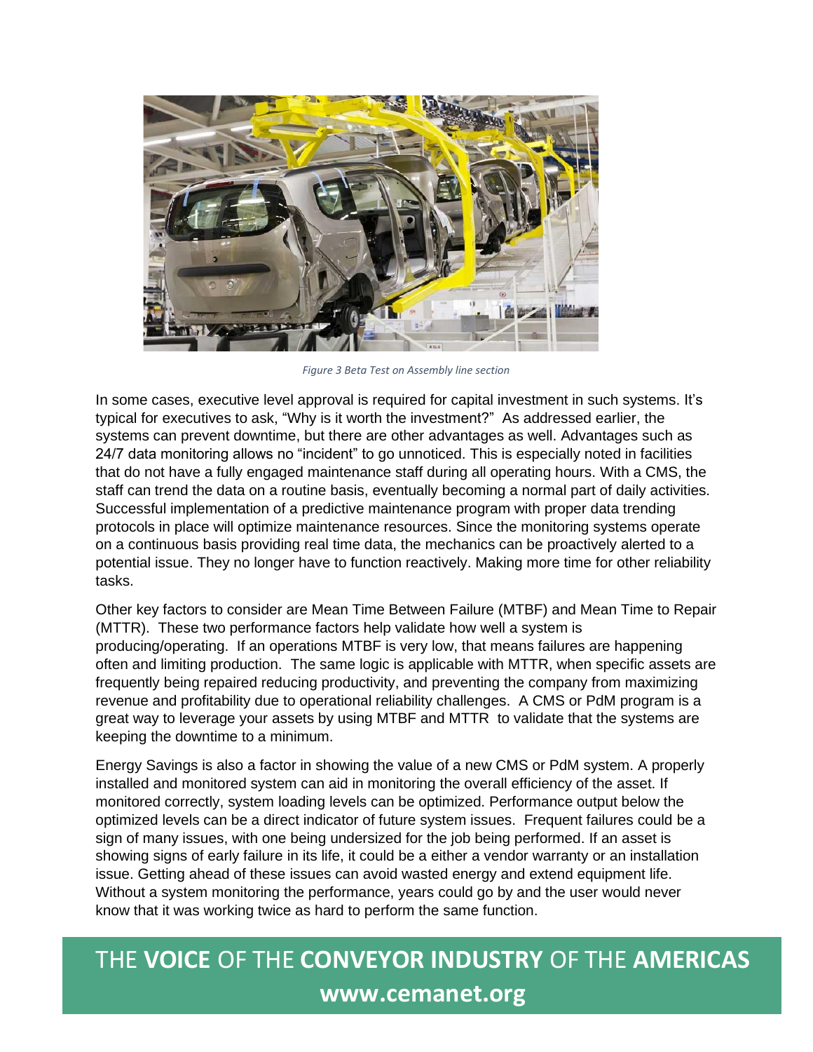*Figure 3 Beta Test on Assembly line section*

In some cases, executive level approval is required for capital investment in such systems. It's typical for executives to ask, "Why is it worth the investment?" As addressed earlier, the systems can prevent downtime, but there are other advantages as well. Advantages such as 24/7 data monitoring allows no "incident" to go unnoticed. This is especially noted in facilities that do not have a fully engaged maintenance staff during all operating hours. With a CMS, the staff can trend the data on a routine basis, eventually becoming a normal part of daily activities. Successful implementation of a predictive maintenance program with proper data trending protocols in place will optimize maintenance resources. Since the monitoring systems operate on a continuous basis providing real time data, the mechanics can be proactively alerted to a potential issue. They no longer have to function reactively. Making more time for other reliability tasks.

Other key factors to consider are Mean Time Between Failure (MTBF) and Mean Time to Repair (MTTR). These two performance factors help validate how well a system is producing/operating. If an operations MTBF is very low, that means failures are happening often and limiting production. The same logic is applicable with MTTR, when specific assets are frequently being repaired reducing productivity, and preventing the company from maximizing revenue and profitability due to operational reliability challenges. A CMS or PdM program is a great way to leverage your assets by using MTBF and MTTR to validate that the systems are keeping the downtime to a minimum.

Energy Savings is also a factor in showing the value of a new CMS or PdM system. A properly installed and monitored system can aid in monitoring the overall efficiency of the asset. If monitored correctly, system loading levels can be optimized. Performance output below the optimized levels can be a direct indicator of future system issues. Frequent failures could be a sign of many issues, with one being undersized for the job being performed. If an asset is showing signs of early failure in its life, it could be a either a vendor warranty or an installation issue. Getting ahead of these issues can avoid wasted energy and extend equipment life. Without a system monitoring the performance, years could go by and the user would never know that it was working twice as hard to perform the same function.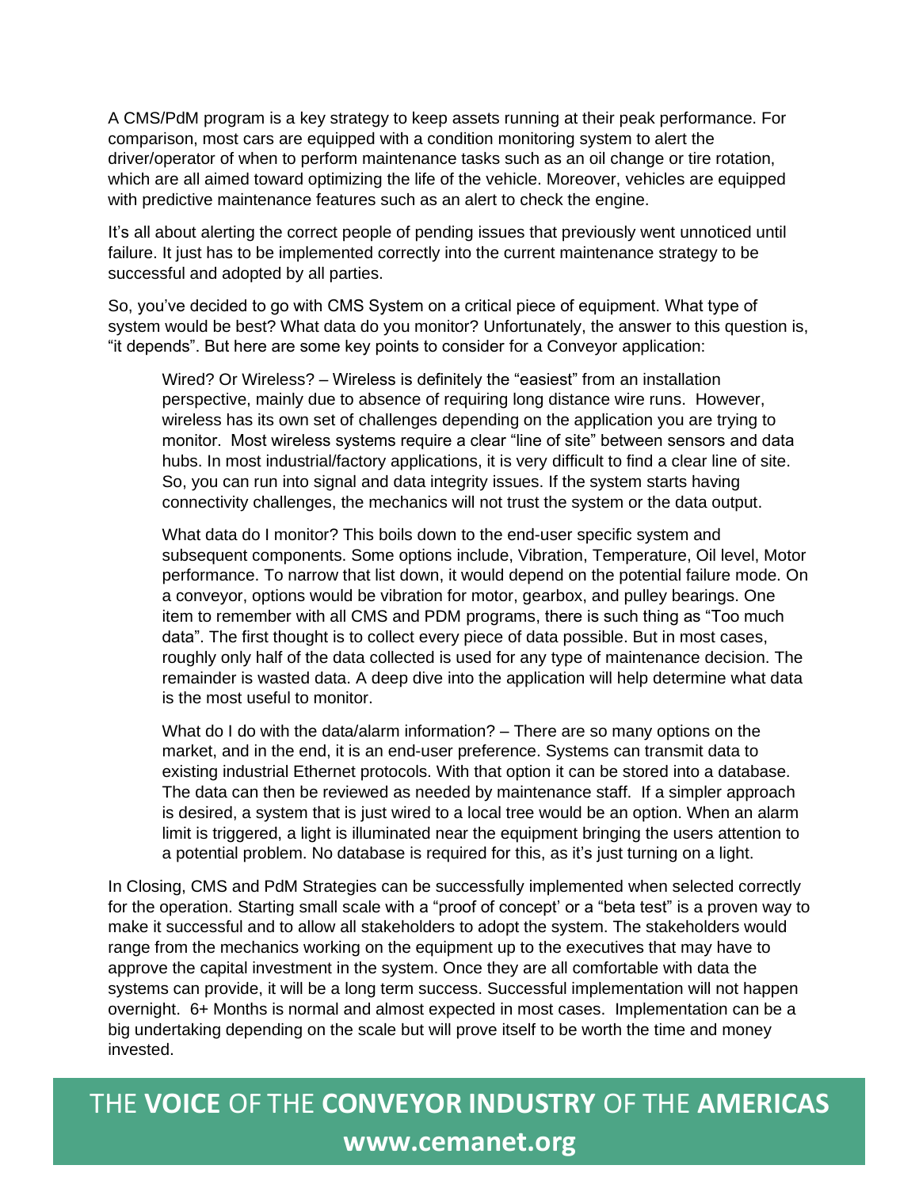A CMS/PdM program is a key strategy to keep assets running at their peak performance. For comparison, most cars are equipped with a condition monitoring system to alert the driver/operator of when to perform maintenance tasks such as an oil change or tire rotation, which are all aimed toward optimizing the life of the vehicle. Moreover, vehicles are equipped with predictive maintenance features such as an alert to check the engine.

It's all about alerting the correct people of pending issues that previously went unnoticed until failure. It just has to be implemented correctly into the current maintenance strategy to be successful and adopted by all parties.

So, you've decided to go with CMS System on a critical piece of equipment. What type of system would be best? What data do you monitor? Unfortunately, the answer to this question is, "it depends". But here are some key points to consider for a Conveyor application:

> Wired? Or Wireless? – Wireless is definitely the "easiest" from an installation perspective, mainly due to absence of requiring long distance wire runs. However, wireless has its own set of challenges depending on the application you are trying to monitor. Most wireless systems require a clear "line of site" between sensors and data hubs. In most industrial/factory applications, it is very difficult to find a clear line of site. So, you can run into signal and data integrity issues. If the system starts having connectivity challenges, the mechanics will not trust the system or the data output.
>
> What data do I monitor? This boils down to the end-user specific system and subsequent components. Some options include, Vibration, Temperature, Oil level, Motor performance. To narrow that list down, it would depend on the potential failure mode. On a conveyor, options would be vibration for motor, gearbox, and pulley bearings. One item to remember with all CMS and PDM programs, there is such thing as "Too much data". The first thought is to collect every piece of data possible. But in most cases, roughly only half of the data collected is used for any type of maintenance decision. The remainder is wasted data. A deep dive into the application will help determine what data is the most useful to monitor.
>
> What do I do with the data/alarm information? – There are so many options on the market, and in the end, it is an end-user preference. Systems can transmit data to existing industrial Ethernet protocols. With that option it can be stored into a database. The data can then be reviewed as needed by maintenance staff. If a simpler approach is desired, a system that is just wired to a local tree would be an option. When an alarm limit is triggered, a light is illuminated near the equipment bringing the users attention to a potential problem. No database is required for this, as it's just turning on a light.

In Closing, CMS and PdM Strategies can be successfully implemented when selected correctly for the operation. Starting small scale with a "proof of concept' or a "beta test" is a proven way to make it successful and to allow all stakeholders to adopt the system. The stakeholders would range from the mechanics working on the equipment up to the executives that may have to approve the capital investment in the system. Once they are all comfortable with data the systems can provide, it will be a long term success. Successful implementation will not happen overnight. 6+ Months is normal and almost expected in most cases. Implementation can be a big undertaking depending on the scale but will prove itself to be worth the time and money invested.

THE **VOICE** OF THE **CONVEYOR INDUSTRY** OF THE **AMERICAS**

**www.cemanet.org**